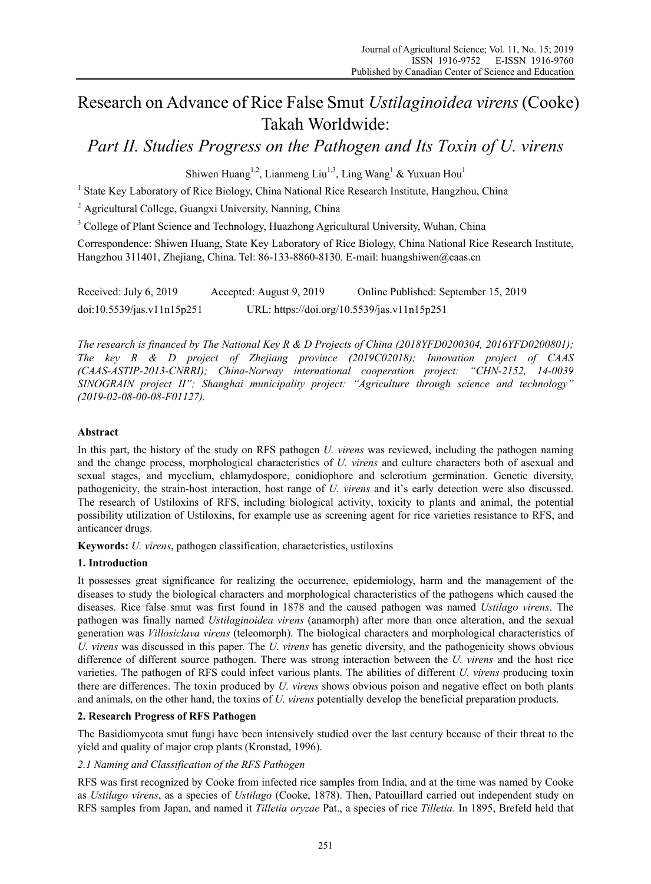# Research on Advance of Rice False Smut *Ustilaginoidea virens* (Cooke) Takah Worldwide:

## *Part II. Studies Progress on the Pathogen and Its Toxin of U. virens*

Shiwen Huang[1,2], Lianmeng Liu[1,3], Ling Wang[1] & Yuxuan Hou[1]

[1] State Key Laboratory of Rice Biology, China National Rice Research Institute, Hangzhou, China

[2] Agricultural College, Guangxi University, Nanning, China

[3] College of Plant Science and Technology, Huazhong Agricultural University, Wuhan, China

Correspondence: Shiwen Huang, State Key Laboratory of Rice Biology, China National Rice Research Institute, Hangzhou 311401, Zhejiang, China. Tel: 86-133-8860-8130. E-mail: huangshiwen@caas.cn

Received: July 6, 2019 Accepted: August 9, 2019 Online Published: September 15, 2019

doi:10.5539/jas.v11n15p251 URL: https://doi.org/10.5539/jas.v11n15p251

*The research is financed by The National Key R & D Projects of China (2018YFD0200304, 2016YFD0200801); The key R & D project of Zhejiang province (2019C02018); Innovation project of CAAS (CAAS-ASTIP-2013-CNRRI); China-Norway international cooperation project: "CHN-2152, 14-0039 SINOGRAIN project II"; Shanghai municipality project: "Agriculture through science and technology" (2019-02-08-00-08-F01127).*

### Abstract

In this part, the history of the study on RFS pathogen *U. virens* was reviewed, including the pathogen naming and the change process, morphological characteristics of *U. virens* and culture characters both of asexual and sexual stages, and mycelium, chlamydospore, conidiophore and sclerotium germination. Genetic diversity, pathogenicity, the strain-host interaction, host range of *U. virens* and it's early detection were also discussed. The research of Ustiloxins of RFS, including biological activity, toxicity to plants and animal, the potential possibility utilization of Ustiloxins, for example use as screening agent for rice varieties resistance to RFS, and anticancer drugs.

**Keywords:** *U. virens*, pathogen classification, characteristics, ustiloxins

### 1. Introduction

It possesses great significance for realizing the occurrence, epidemiology, harm and the management of the diseases to study the biological characters and morphological characteristics of the pathogens which caused the diseases. Rice false smut was first found in 1878 and the caused pathogen was named *Ustilago virens*. The pathogen was finally named *Ustilaginoidea virens* (anamorph) after more than once alteration, and the sexual generation was *Villosiclava virens* (teleomorph). The biological characters and morphological characteristics of *U. virens* was discussed in this paper. The *U. virens* has genetic diversity, and the pathogenicity shows obvious difference of different source pathogen. There was strong interaction between the *U. virens* and the host rice varieties. The pathogen of RFS could infect various plants. The abilities of different *U. virens* producing toxin there are differences. The toxin produced by *U. virens* shows obvious poison and negative effect on both plants and animals, on the other hand, the toxins of *U. virens* potentially develop the beneficial preparation products.

### 2. Research Progress of RFS Pathogen

The Basidiomycota smut fungi have been intensively studied over the last century because of their threat to the yield and quality of major crop plants (Kronstad, 1996).

#### *2.1 Naming and Classification of the RFS Pathogen*

RFS was first recognized by Cooke from infected rice samples from India, and at the time was named by Cooke as *Ustilago virens*, as a species of *Ustilago* (Cooke, 1878). Then, Patouillard carried out independent study on RFS samples from Japan, and named it *Tilletia oryzae* Pat., a species of rice *Tilletia*. In 1895, Brefeld held that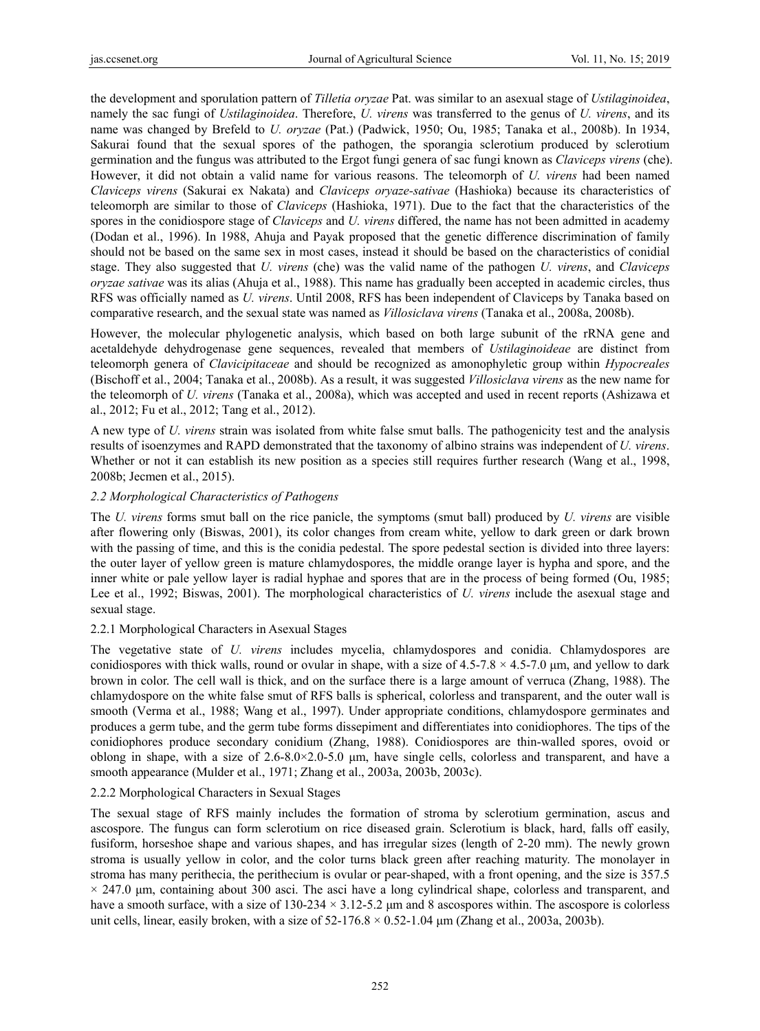the development and sporulation pattern of *Tilletia oryzae* Pat. was similar to an asexual stage of *Ustilaginoidea*, namely the sac fungi of *Ustilaginoidea*. Therefore, *U. virens* was transferred to the genus of *U. virens*, and its name was changed by Brefeld to *U. oryzae* (Pat.) (Padwick, 1950; Ou, 1985; Tanaka et al., 2008b). In 1934, Sakurai found that the sexual spores of the pathogen, the sporangia sclerotium produced by sclerotium germination and the fungus was attributed to the Ergot fungi genera of sac fungi known as *Claviceps virens* (che). However, it did not obtain a valid name for various reasons. The teleomorph of *U. virens* had been named *Claviceps virens* (Sakurai ex Nakata) and *Claviceps oryaze-sativae* (Hashioka) because its characteristics of teleomorph are similar to those of *Claviceps* (Hashioka, 1971). Due to the fact that the characteristics of the spores in the conidiospore stage of *Claviceps* and *U. virens* differed, the name has not been admitted in academy (Dodan et al., 1996). In 1988, Ahuja and Payak proposed that the genetic difference discrimination of family should not be based on the same sex in most cases, instead it should be based on the characteristics of conidial stage. They also suggested that *U. virens* (che) was the valid name of the pathogen *U. virens*, and *Claviceps oryzae sativae* was its alias (Ahuja et al., 1988). This name has gradually been accepted in academic circles, thus RFS was officially named as *U. virens*. Until 2008, RFS has been independent of Claviceps by Tanaka based on comparative research, and the sexual state was named as *Villosiclava virens* (Tanaka et al., 2008a, 2008b).

However, the molecular phylogenetic analysis, which based on both large subunit of the rRNA gene and acetaldehyde dehydrogenase gene sequences, revealed that members of *Ustilaginoideae* are distinct from teleomorph genera of *Clavicipitaceae* and should be recognized as amonophyletic group within *Hypocreales* (Bischoff et al., 2004; Tanaka et al., 2008b). As a result, it was suggested *Villosiclava virens* as the new name for the teleomorph of *U. virens* (Tanaka et al., 2008a), which was accepted and used in recent reports (Ashizawa et al., 2012; Fu et al., 2012; Tang et al., 2012).

A new type of *U. virens* strain was isolated from white false smut balls. The pathogenicity test and the analysis results of isoenzymes and RAPD demonstrated that the taxonomy of albino strains was independent of *U. virens*. Whether or not it can establish its new position as a species still requires further research (Wang et al., 1998, 2008b; Jecmen et al., 2015).

### *2.2 Morphological Characteristics of Pathogens*

The *U. virens* forms smut ball on the rice panicle, the symptoms (smut ball) produced by *U. virens* are visible after flowering only (Biswas, 2001), its color changes from cream white, yellow to dark green or dark brown with the passing of time, and this is the conidia pedestal. The spore pedestal section is divided into three layers: the outer layer of yellow green is mature chlamydospores, the middle orange layer is hypha and spore, and the inner white or pale yellow layer is radial hyphae and spores that are in the process of being formed (Ou, 1985; Lee et al., 1992; Biswas, 2001). The morphological characteristics of *U. virens* include the asexual stage and sexual stage.

#### 2.2.1 Morphological Characters in Asexual Stages

The vegetative state of *U. virens* includes mycelia, chlamydospores and conidia. Chlamydospores are conidiospores with thick walls, round or ovular in shape, with a size of 4.5-7.8 × 4.5-7.0 μm, and yellow to dark brown in color. The cell wall is thick, and on the surface there is a large amount of verruca (Zhang, 1988). The chlamydospore on the white false smut of RFS balls is spherical, colorless and transparent, and the outer wall is smooth (Verma et al., 1988; Wang et al., 1997). Under appropriate conditions, chlamydospore germinates and produces a germ tube, and the germ tube forms dissepiment and differentiates into conidiophores. The tips of the conidiophores produce secondary conidium (Zhang, 1988). Conidiospores are thin-walled spores, ovoid or oblong in shape, with a size of 2.6-8.0×2.0-5.0 μm, have single cells, colorless and transparent, and have a smooth appearance (Mulder et al., 1971; Zhang et al., 2003a, 2003b, 2003c).

#### 2.2.2 Morphological Characters in Sexual Stages

The sexual stage of RFS mainly includes the formation of stroma by sclerotium germination, ascus and ascospore. The fungus can form sclerotium on rice diseased grain. Sclerotium is black, hard, falls off easily, fusiform, horseshoe shape and various shapes, and has irregular sizes (length of 2-20 mm). The newly grown stroma is usually yellow in color, and the color turns black green after reaching maturity. The monolayer in stroma has many perithecia, the perithecium is ovular or pear-shaped, with a front opening, and the size is 357.5 × 247.0 μm, containing about 300 asci. The asci have a long cylindrical shape, colorless and transparent, and have a smooth surface, with a size of 130-234 × 3.12-5.2 μm and 8 ascospores within. The ascospore is colorless unit cells, linear, easily broken, with a size of 52-176.8 × 0.52-1.04 μm (Zhang et al., 2003a, 2003b).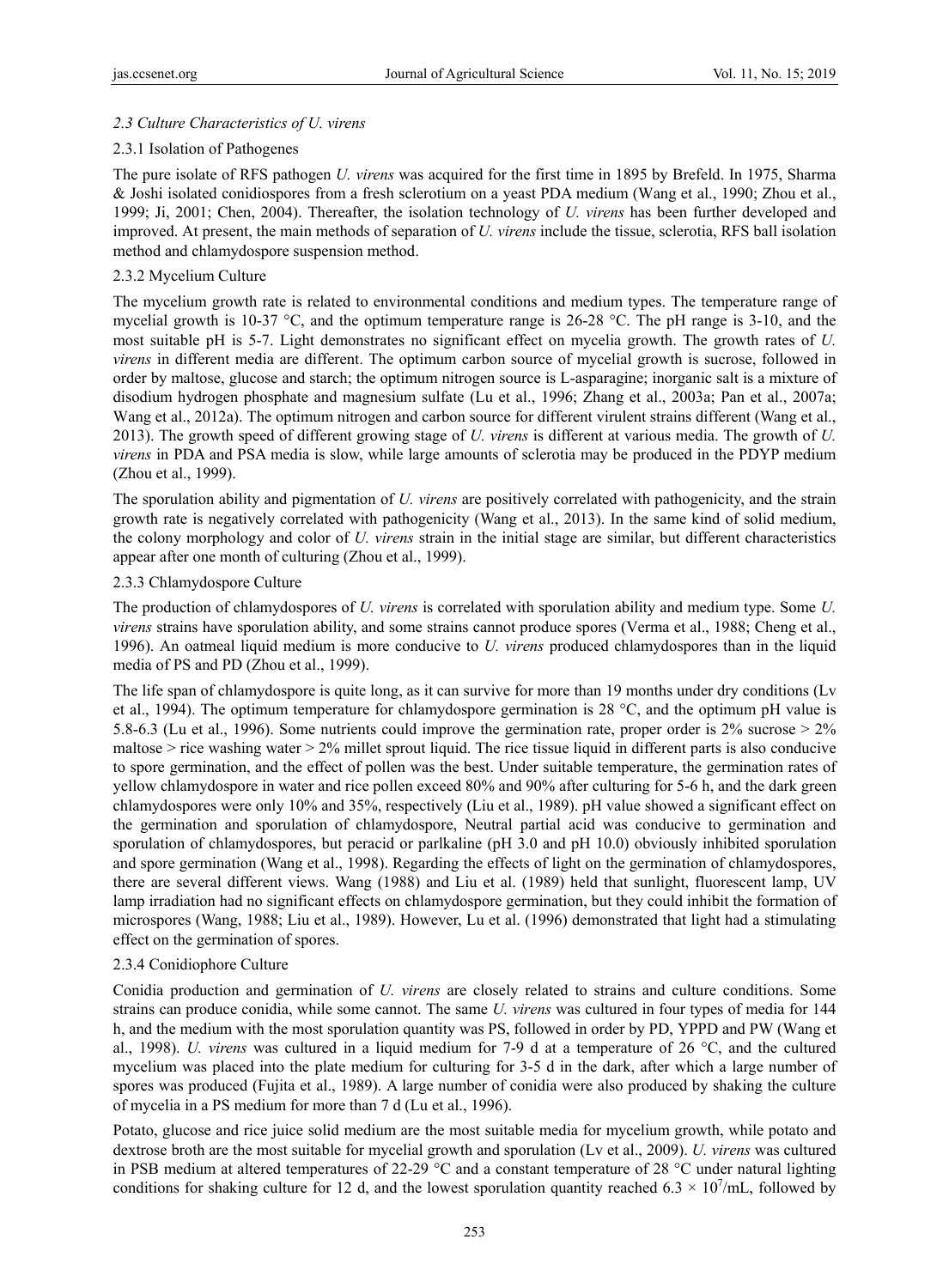### 2.3 Culture Characteristics of *U. virens*

#### 2.3.1 Isolation of Pathogenes

The pure isolate of RFS pathogen *U. virens* was acquired for the first time in 1895 by Brefeld. In 1975, Sharma & Joshi isolated conidiospores from a fresh sclerotium on a yeast PDA medium (Wang et al., 1990; Zhou et al., 1999; Ji, 2001; Chen, 2004). Thereafter, the isolation technology of *U. virens* has been further developed and improved. At present, the main methods of separation of *U. virens* include the tissue, sclerotia, RFS ball isolation method and chlamydospore suspension method.

#### 2.3.2 Mycelium Culture

The mycelium growth rate is related to environmental conditions and medium types. The temperature range of mycelial growth is 10-37 °C, and the optimum temperature range is 26-28 °C. The pH range is 3-10, and the most suitable pH is 5-7. Light demonstrates no significant effect on mycelia growth. The growth rates of *U. virens* in different media are different. The optimum carbon source of mycelial growth is sucrose, followed in order by maltose, glucose and starch; the optimum nitrogen source is L-asparagine; inorganic salt is a mixture of disodium hydrogen phosphate and magnesium sulfate (Lu et al., 1996; Zhang et al., 2003a; Pan et al., 2007a; Wang et al., 2012a). The optimum nitrogen and carbon source for different virulent strains different (Wang et al., 2013). The growth speed of different growing stage of *U. virens* is different at various media. The growth of *U. virens* in PDA and PSA media is slow, while large amounts of sclerotia may be produced in the PDYP medium (Zhou et al., 1999).

The sporulation ability and pigmentation of *U. virens* are positively correlated with pathogenicity, and the strain growth rate is negatively correlated with pathogenicity (Wang et al., 2013). In the same kind of solid medium, the colony morphology and color of *U. virens* strain in the initial stage are similar, but different characteristics appear after one month of culturing (Zhou et al., 1999).

#### 2.3.3 Chlamydospore Culture

The production of chlamydospores of *U. virens* is correlated with sporulation ability and medium type. Some *U. virens* strains have sporulation ability, and some strains cannot produce spores (Verma et al., 1988; Cheng et al., 1996). An oatmeal liquid medium is more conducive to *U. virens* produced chlamydospores than in the liquid media of PS and PD (Zhou et al., 1999).

The life span of chlamydospore is quite long, as it can survive for more than 19 months under dry conditions (Lv et al., 1994). The optimum temperature for chlamydospore germination is 28 °C, and the optimum pH value is 5.8-6.3 (Lu et al., 1996). Some nutrients could improve the germination rate, proper order is 2% sucrose > 2% maltose > rice washing water > 2% millet sprout liquid. The rice tissue liquid in different parts is also conducive to spore germination, and the effect of pollen was the best. Under suitable temperature, the germination rates of yellow chlamydospore in water and rice pollen exceed 80% and 90% after culturing for 5-6 h, and the dark green chlamydospores were only 10% and 35%, respectively (Liu et al., 1989). pH value showed a significant effect on the germination and sporulation of chlamydospore, Neutral partial acid was conducive to germination and sporulation of chlamydospores, but peracid or parlkaline (pH 3.0 and pH 10.0) obviously inhibited sporulation and spore germination (Wang et al., 1998). Regarding the effects of light on the germination of chlamydospores, there are several different views. Wang (1988) and Liu et al. (1989) held that sunlight, fluorescent lamp, UV lamp irradiation had no significant effects on chlamydospore germination, but they could inhibit the formation of microspores (Wang, 1988; Liu et al., 1989). However, Lu et al. (1996) demonstrated that light had a stimulating effect on the germination of spores.

#### 2.3.4 Conidiophore Culture

Conidia production and germination of *U. virens* are closely related to strains and culture conditions. Some strains can produce conidia, while some cannot. The same *U. virens* was cultured in four types of media for 144 h, and the medium with the most sporulation quantity was PS, followed in order by PD, YPPD and PW (Wang et al., 1998). *U. virens* was cultured in a liquid medium for 7-9 d at a temperature of 26 °C, and the cultured mycelium was placed into the plate medium for culturing for 3-5 d in the dark, after which a large number of spores was produced (Fujita et al., 1989). A large number of conidia were also produced by shaking the culture of mycelia in a PS medium for more than 7 d (Lu et al., 1996).

Potato, glucose and rice juice solid medium are the most suitable media for mycelium growth, while potato and dextrose broth are the most suitable for mycelial growth and sporulation (Lv et al., 2009). *U. virens* was cultured in PSB medium at altered temperatures of 22-29 °C and a constant temperature of 28 °C under natural lighting conditions for shaking culture for 12 d, and the lowest sporulation quantity reached $6.3 \times 10^7$/mL, followed by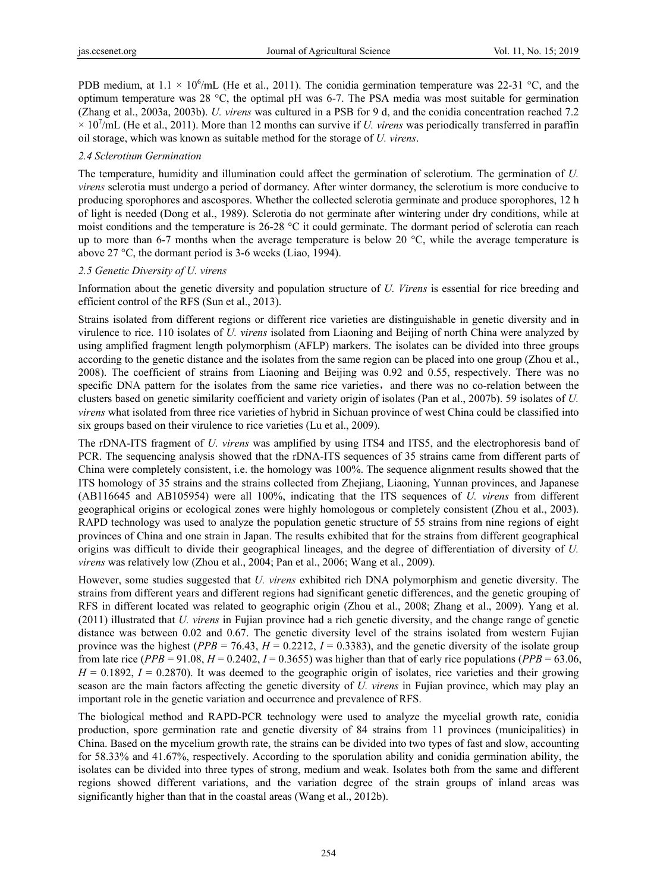PDB medium, at $1.1 \times 10^6$/mL (He et al., 2011). The conidia germination temperature was 22-31 °C, and the optimum temperature was 28 °C, the optimal pH was 6-7. The PSA media was most suitable for germination (Zhang et al., 2003a, 2003b). *U. virens* was cultured in a PSB for 9 d, and the conidia concentration reached 7.2 $\times 10^7$/mL (He et al., 2011). More than 12 months can survive if *U. virens* was periodically transferred in paraffin oil storage, which was known as suitable method for the storage of *U. virens*.

### 2.4 Sclerotium Germination

The temperature, humidity and illumination could affect the germination of sclerotium. The germination of *U. virens* sclerotia must undergo a period of dormancy. After winter dormancy, the sclerotium is more conducive to producing sporophores and ascospores. Whether the collected sclerotia germinate and produce sporophores, 12 h of light is needed (Dong et al., 1989). Sclerotia do not germinate after wintering under dry conditions, while at moist conditions and the temperature is 26-28 °C it could germinate. The dormant period of sclerotia can reach up to more than 6-7 months when the average temperature is below 20 °C, while the average temperature is above 27 °C, the dormant period is 3-6 weeks (Liao, 1994).

### 2.5 Genetic Diversity of U. virens

Information about the genetic diversity and population structure of *U. Virens* is essential for rice breeding and efficient control of the RFS (Sun et al., 2013).

Strains isolated from different regions or different rice varieties are distinguishable in genetic diversity and in virulence to rice. 110 isolates of *U. virens* isolated from Liaoning and Beijing of north China were analyzed by using amplified fragment length polymorphism (AFLP) markers. The isolates can be divided into three groups according to the genetic distance and the isolates from the same region can be placed into one group (Zhou et al., 2008). The coefficient of strains from Liaoning and Beijing was 0.92 and 0.55, respectively. There was no specific DNA pattern for the isolates from the same rice varieties，and there was no co-relation between the clusters based on genetic similarity coefficient and variety origin of isolates (Pan et al., 2007b). 59 isolates of *U. virens* what isolated from three rice varieties of hybrid in Sichuan province of west China could be classified into six groups based on their virulence to rice varieties (Lu et al., 2009).

The rDNA-ITS fragment of *U. virens* was amplified by using ITS4 and ITS5, and the electrophoresis band of PCR. The sequencing analysis showed that the rDNA-ITS sequences of 35 strains came from different parts of China were completely consistent, i.e. the homology was 100%. The sequence alignment results showed that the ITS homology of 35 strains and the strains collected from Zhejiang, Liaoning, Yunnan provinces, and Japanese (AB116645 and AB105954) were all 100%, indicating that the ITS sequences of *U. virens* from different geographical origins or ecological zones were highly homologous or completely consistent (Zhou et al., 2003). RAPD technology was used to analyze the population genetic structure of 55 strains from nine regions of eight provinces of China and one strain in Japan. The results exhibited that for the strains from different geographical origins was difficult to divide their geographical lineages, and the degree of differentiation of diversity of *U. virens* was relatively low (Zhou et al., 2004; Pan et al., 2006; Wang et al., 2009).

However, some studies suggested that *U. virens* exhibited rich DNA polymorphism and genetic diversity. The strains from different years and different regions had significant genetic differences, and the genetic grouping of RFS in different located was related to geographic origin (Zhou et al., 2008; Zhang et al., 2009). Yang et al. (2011) illustrated that *U. virens* in Fujian province had a rich genetic diversity, and the change range of genetic distance was between 0.02 and 0.67. The genetic diversity level of the strains isolated from western Fujian province was the highest ($PPB = 76.43$, $H = 0.2212$, $I = 0.3383$), and the genetic diversity of the isolate group from late rice ($PPB = 91.08$, $H = 0.2402$, $I = 0.3655$) was higher than that of early rice populations ($PPB = 63.06$, $H = 0.1892$, $I = 0.2870$). It was deemed to the geographic origin of isolates, rice varieties and their growing season are the main factors affecting the genetic diversity of *U. virens* in Fujian province, which may play an important role in the genetic variation and occurrence and prevalence of RFS.

The biological method and RAPD-PCR technology were used to analyze the mycelial growth rate, conidia production, spore germination rate and genetic diversity of 84 strains from 11 provinces (municipalities) in China. Based on the mycelium growth rate, the strains can be divided into two types of fast and slow, accounting for 58.33% and 41.67%, respectively. According to the sporulation ability and conidia germination ability, the isolates can be divided into three types of strong, medium and weak. Isolates both from the same and different regions showed different variations, and the variation degree of the strain groups of inland areas was significantly higher than that in the coastal areas (Wang et al., 2012b).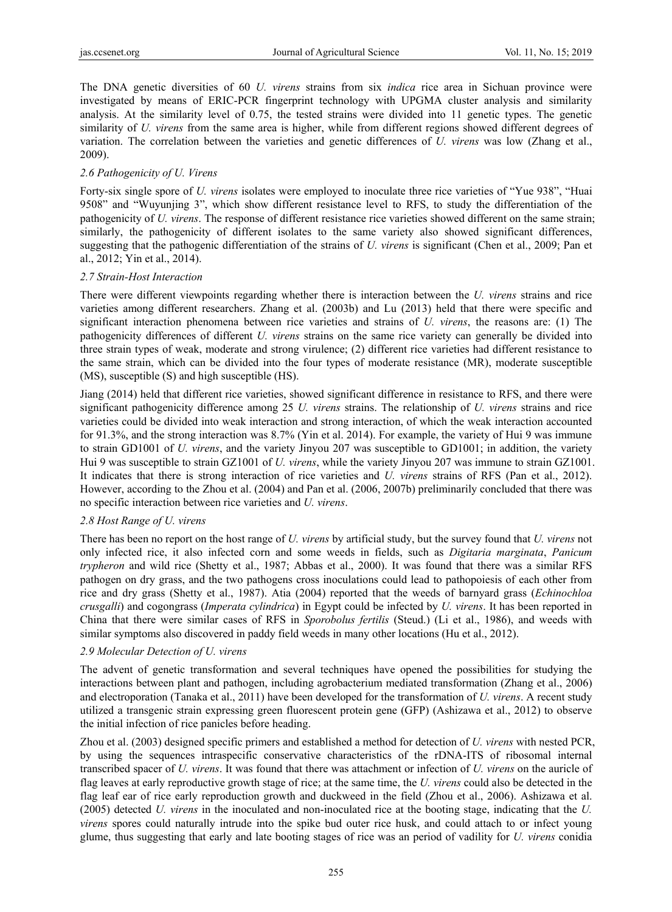The DNA genetic diversities of 60 *U. virens* strains from six *indica* rice area in Sichuan province were investigated by means of ERIC-PCR fingerprint technology with UPGMA cluster analysis and similarity analysis. At the similarity level of 0.75, the tested strains were divided into 11 genetic types. The genetic similarity of *U. virens* from the same area is higher, while from different regions showed different degrees of variation. The correlation between the varieties and genetic differences of *U. virens* was low (Zhang et al., 2009).

### *2.6 Pathogenicity of U. Virens*

Forty-six single spore of *U. virens* isolates were employed to inoculate three rice varieties of "Yue 938", "Huai 9508" and "Wuyunjing 3", which show different resistance level to RFS, to study the differentiation of the pathogenicity of *U. virens*. The response of different resistance rice varieties showed different on the same strain; similarly, the pathogenicity of different isolates to the same variety also showed significant differences, suggesting that the pathogenic differentiation of the strains of *U. virens* is significant (Chen et al., 2009; Pan et al., 2012; Yin et al., 2014).

### *2.7 Strain-Host Interaction*

There were different viewpoints regarding whether there is interaction between the *U. virens* strains and rice varieties among different researchers. Zhang et al. (2003b) and Lu (2013) held that there were specific and significant interaction phenomena between rice varieties and strains of *U. virens*, the reasons are: (1) The pathogenicity differences of different *U. virens* strains on the same rice variety can generally be divided into three strain types of weak, moderate and strong virulence; (2) different rice varieties had different resistance to the same strain, which can be divided into the four types of moderate resistance (MR), moderate susceptible (MS), susceptible (S) and high susceptible (HS).

Jiang (2014) held that different rice varieties, showed significant difference in resistance to RFS, and there were significant pathogenicity difference among 25 *U. virens* strains. The relationship of *U. virens* strains and rice varieties could be divided into weak interaction and strong interaction, of which the weak interaction accounted for 91.3%, and the strong interaction was 8.7% (Yin et al. 2014). For example, the variety of Hui 9 was immune to strain GD1001 of *U. virens*, and the variety Jinyou 207 was susceptible to GD1001; in addition, the variety Hui 9 was susceptible to strain GZ1001 of *U. virens*, while the variety Jinyou 207 was immune to strain GZ1001. It indicates that there is strong interaction of rice varieties and *U. virens* strains of RFS (Pan et al., 2012). However, according to the Zhou et al. (2004) and Pan et al. (2006, 2007b) preliminarily concluded that there was no specific interaction between rice varieties and *U. virens*.

### *2.8 Host Range of U. virens*

There has been no report on the host range of *U. virens* by artificial study, but the survey found that *U. virens* not only infected rice, it also infected corn and some weeds in fields, such as *Digitaria marginata*, *Panicum trypheron* and wild rice (Shetty et al., 1987; Abbas et al., 2000). It was found that there was a similar RFS pathogen on dry grass, and the two pathogens cross inoculations could lead to pathopoiesis of each other from rice and dry grass (Shetty et al., 1987). Atia (2004) reported that the weeds of barnyard grass (*Echinochloa crusgalli*) and cogongrass (*Imperata cylindrica*) in Egypt could be infected by *U. virens*. It has been reported in China that there were similar cases of RFS in *Sporobolus fertilis* (Steud.) (Li et al., 1986), and weeds with similar symptoms also discovered in paddy field weeds in many other locations (Hu et al., 2012).

### *2.9 Molecular Detection of U. virens*

The advent of genetic transformation and several techniques have opened the possibilities for studying the interactions between plant and pathogen, including agrobacterium mediated transformation (Zhang et al., 2006) and electroporation (Tanaka et al., 2011) have been developed for the transformation of *U. virens*. A recent study utilized a transgenic strain expressing green fluorescent protein gene (GFP) (Ashizawa et al., 2012) to observe the initial infection of rice panicles before heading.

Zhou et al. (2003) designed specific primers and established a method for detection of *U. virens* with nested PCR, by using the sequences intraspecific conservative characteristics of the rDNA-ITS of ribosomal internal transcribed spacer of *U. virens*. It was found that there was attachment or infection of *U. virens* on the auricle of flag leaves at early reproductive growth stage of rice; at the same time, the *U. virens* could also be detected in the flag leaf ear of rice early reproduction growth and duckweed in the field (Zhou et al., 2006). Ashizawa et al. (2005) detected *U. virens* in the inoculated and non-inoculated rice at the booting stage, indicating that the *U. virens* spores could naturally intrude into the spike bud outer rice husk, and could attach to or infect young glume, thus suggesting that early and late booting stages of rice was an period of vadility for *U. virens* conidia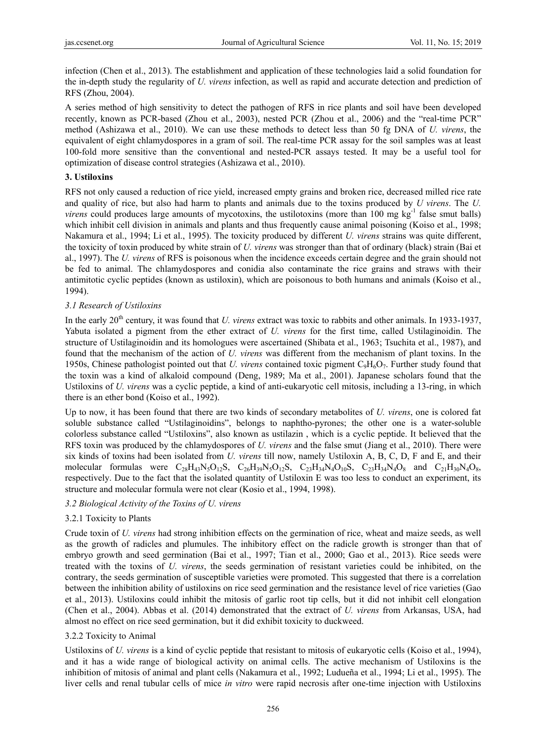infection (Chen et al., 2013). The establishment and application of these technologies laid a solid foundation for the in-depth study the regularity of *U. virens* infection, as well as rapid and accurate detection and prediction of RFS (Zhou, 2004).

A series method of high sensitivity to detect the pathogen of RFS in rice plants and soil have been developed recently, known as PCR-based (Zhou et al., 2003), nested PCR (Zhou et al., 2006) and the "real-time PCR" method (Ashizawa et al., 2010). We can use these methods to detect less than 50 fg DNA of *U. virens*, the equivalent of eight chlamydospores in a gram of soil. The real-time PCR assay for the soil samples was at least 100-fold more sensitive than the conventional and nested-PCR assays tested. It may be a useful tool for optimization of disease control strategies (Ashizawa et al., 2010).

## 3. Ustiloxins

RFS not only caused a reduction of rice yield, increased empty grains and broken rice, decreased milled rice rate and quality of rice, but also had harm to plants and animals due to the toxins produced by *U virens*. The *U. virens* could produces large amounts of mycotoxins, the ustilotoxins (more than 100 mg $kg^{-1}$ false smut balls) which inhibit cell division in animals and plants and thus frequently cause animal poisoning (Koiso et al., 1998; Nakamura et al., 1994; Li et al., 1995). The toxicity produced by different *U. virens* strains was quite different, the toxicity of toxin produced by white strain of *U. virens* was stronger than that of ordinary (black) strain (Bai et al., 1997). The *U. virens* of RFS is poisonous when the incidence exceeds certain degree and the grain should not be fed to animal. The chlamydospores and conidia also contaminate the rice grains and straws with their antimitotic cyclic peptides (known as ustiloxin), which are poisonous to both humans and animals (Koiso et al., 1994).

### *3.1 Research of Ustiloxins*

In the early 20th century, it was found that *U. virens* extract was toxic to rabbits and other animals. In 1933-1937, Yabuta isolated a pigment from the ether extract of *U. virens* for the first time, called Ustilaginoidin. The structure of Ustilaginoidin and its homologues were ascertained (Shibata et al., 1963; Tsuchita et al., 1987), and found that the mechanism of the action of *U. virens* was different from the mechanism of plant toxins. In the 1950s, Chinese pathologist pointed out that *U. virens* contained toxic pigment $C_9H_6O_7$. Further study found that the toxin was a kind of alkaloid compound (Deng, 1989; Ma et al., 2001). Japanese scholars found that the Ustiloxins of *U. virens* was a cyclic peptide, a kind of anti-eukaryotic cell mitosis, including a 13-ring, in which there is an ether bond (Koiso et al., 1992).

Up to now, it has been found that there are two kinds of secondary metabolites of *U. virens*, one is colored fat soluble substance called "Ustilaginoidins", belongs to naphtho-pyrones; the other one is a water-soluble colorless substance called "Ustiloxins", also known as ustilazin , which is a cyclic peptide. It believed that the RFS toxin was produced by the chlamydospores of *U. virens* and the false smut (Jiang et al., 2010). There were six kinds of toxins had been isolated from *U. virens* till now, namely Ustiloxin A, B, C, D, F and E, and their molecular formulas were $C_{28}H_{43}N_5O_{12}S$, $C_{26}H_{39}N_5O_{12}S$, $C_{23}H_{34}N_4O_{10}S$, $C_{23}H_{34}N_4O_8$ and $C_{21}H_{30}N_4O_8$, respectively. Due to the fact that the isolated quantity of Ustiloxin E was too less to conduct an experiment, its structure and molecular formula were not clear (Kosio et al., 1994, 1998).

### *3.2 Biological Activity of the Toxins of U. virens*

#### 3.2.1 Toxicity to Plants

Crude toxin of *U. virens* had strong inhibition effects on the germination of rice, wheat and maize seeds, as well as the growth of radicles and plumules. The inhibitory effect on the radicle growth is stronger than that of embryo growth and seed germination (Bai et al., 1997; Tian et al., 2000; Gao et al., 2013). Rice seeds were treated with the toxins of *U. virens*, the seeds germination of resistant varieties could be inhibited, on the contrary, the seeds germination of susceptible varieties were promoted. This suggested that there is a correlation between the inhibition ability of ustiloxins on rice seed germination and the resistance level of rice varieties (Gao et al., 2013). Ustiloxins could inhibit the mitosis of garlic root tip cells, but it did not inhibit cell elongation (Chen et al., 2004). Abbas et al. (2014) demonstrated that the extract of *U. virens* from Arkansas, USA, had almost no effect on rice seed germination, but it did exhibit toxicity to duckweed.

#### 3.2.2 Toxicity to Animal

Ustiloxins of *U. virens* is a kind of cyclic peptide that resistant to mitosis of eukaryotic cells (Koiso et al., 1994), and it has a wide range of biological activity on animal cells. The active mechanism of Ustiloxins is the inhibition of mitosis of animal and plant cells (Nakamura et al., 1992; Ludueña et al., 1994; Li et al., 1995). The liver cells and renal tubular cells of mice *in vitro* were rapid necrosis after one-time injection with Ustiloxins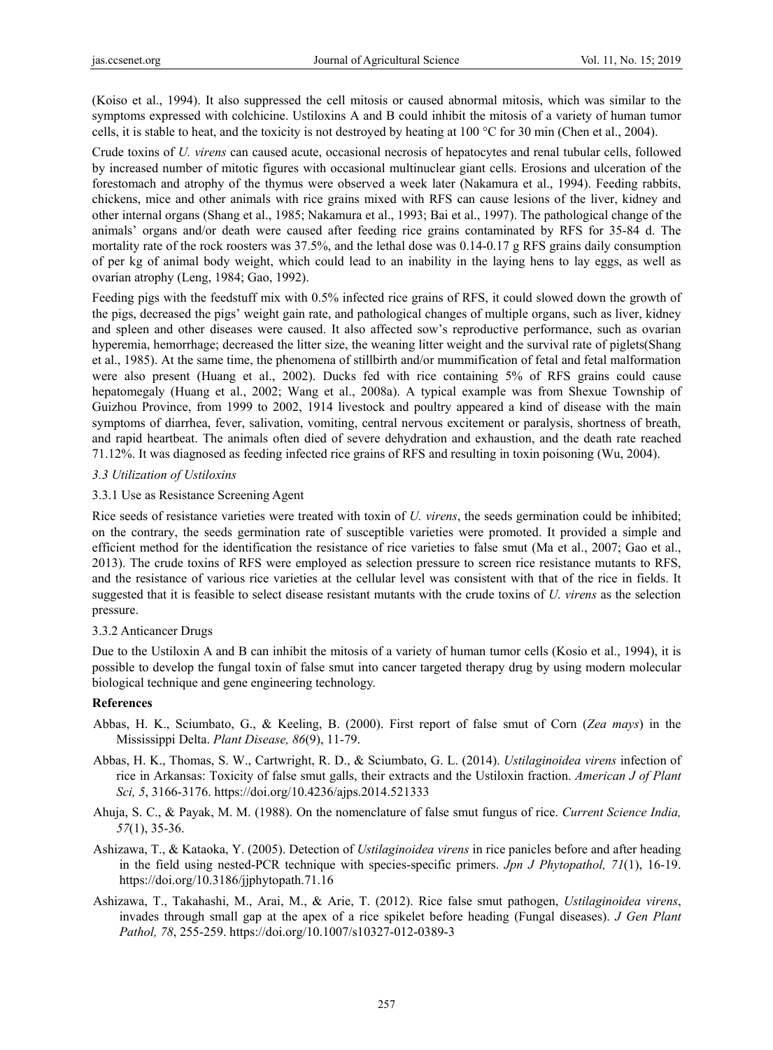(Koiso et al., 1994). It also suppressed the cell mitosis or caused abnormal mitosis, which was similar to the symptoms expressed with colchicine. Ustiloxins A and B could inhibit the mitosis of a variety of human tumor cells, it is stable to heat, and the toxicity is not destroyed by heating at 100 °C for 30 min (Chen et al., 2004).

Crude toxins of *U. virens* can caused acute, occasional necrosis of hepatocytes and renal tubular cells, followed by increased number of mitotic figures with occasional multinuclear giant cells. Erosions and ulceration of the forestomach and atrophy of the thymus were observed a week later (Nakamura et al., 1994). Feeding rabbits, chickens, mice and other animals with rice grains mixed with RFS can cause lesions of the liver, kidney and other internal organs (Shang et al., 1985; Nakamura et al., 1993; Bai et al., 1997). The pathological change of the animals' organs and/or death were caused after feeding rice grains contaminated by RFS for 35-84 d. The mortality rate of the rock roosters was 37.5%, and the lethal dose was 0.14-0.17 g RFS grains daily consumption of per kg of animal body weight, which could lead to an inability in the laying hens to lay eggs, as well as ovarian atrophy (Leng, 1984; Gao, 1992).

Feeding pigs with the feedstuff mix with 0.5% infected rice grains of RFS, it could slowed down the growth of the pigs, decreased the pigs' weight gain rate, and pathological changes of multiple organs, such as liver, kidney and spleen and other diseases were caused. It also affected sow's reproductive performance, such as ovarian hyperemia, hemorrhage; decreased the litter size, the weaning litter weight and the survival rate of piglets(Shang et al., 1985). At the same time, the phenomena of stillbirth and/or mummification of fetal and fetal malformation were also present (Huang et al., 2002). Ducks fed with rice containing 5% of RFS grains could cause hepatomegaly (Huang et al., 2002; Wang et al., 2008a). A typical example was from Shexue Township of Guizhou Province, from 1999 to 2002, 1914 livestock and poultry appeared a kind of disease with the main symptoms of diarrhea, fever, salivation, vomiting, central nervous excitement or paralysis, shortness of breath, and rapid heartbeat. The animals often died of severe dehydration and exhaustion, and the death rate reached 71.12%. It was diagnosed as feeding infected rice grains of RFS and resulting in toxin poisoning (Wu, 2004).

### *3.3 Utilization of Ustiloxins*

#### 3.3.1 Use as Resistance Screening Agent

Rice seeds of resistance varieties were treated with toxin of *U. virens*, the seeds germination could be inhibited; on the contrary, the seeds germination rate of susceptible varieties were promoted. It provided a simple and efficient method for the identification the resistance of rice varieties to false smut (Ma et al., 2007; Gao et al., 2013). The crude toxins of RFS were employed as selection pressure to screen rice resistance mutants to RFS, and the resistance of various rice varieties at the cellular level was consistent with that of the rice in fields. It suggested that it is feasible to select disease resistant mutants with the crude toxins of *U. virens* as the selection pressure.

#### 3.3.2 Anticancer Drugs

Due to the Ustiloxin A and B can inhibit the mitosis of a variety of human tumor cells (Kosio et al., 1994), it is possible to develop the fungal toxin of false smut into cancer targeted therapy drug by using modern molecular biological technique and gene engineering technology.

## References

Abbas, H. K., Sciumbato, G., & Keeling, B. (2000). First report of false smut of Corn (*Zea mays*) in the Mississippi Delta. *Plant Disease, 86*(9), 11-79.

Abbas, H. K., Thomas, S. W., Cartwright, R. D., & Sciumbato, G. L. (2014). *Ustilaginoidea virens* infection of rice in Arkansas: Toxicity of false smut galls, their extracts and the Ustiloxin fraction. *American J of Plant Sci, 5*, 3166-3176. https://doi.org/10.4236/ajps.2014.521333

Ahuja, S. C., & Payak, M. M. (1988). On the nomenclature of false smut fungus of rice. *Current Science India, 57*(1), 35-36.

Ashizawa, T., & Kataoka, Y. (2005). Detection of *Ustilaginoidea virens* in rice panicles before and after heading in the field using nested-PCR technique with species-specific primers. *Jpn J Phytopathol, 71*(1), 16-19. https://doi.org/10.3186/jjphytopath.71.16

Ashizawa, T., Takahashi, M., Arai, M., & Arie, T. (2012). Rice false smut pathogen, *Ustilaginoidea virens*, invades through small gap at the apex of a rice spikelet before heading (Fungal diseases). *J Gen Plant Pathol, 78*, 255-259. https://doi.org/10.1007/s10327-012-0389-3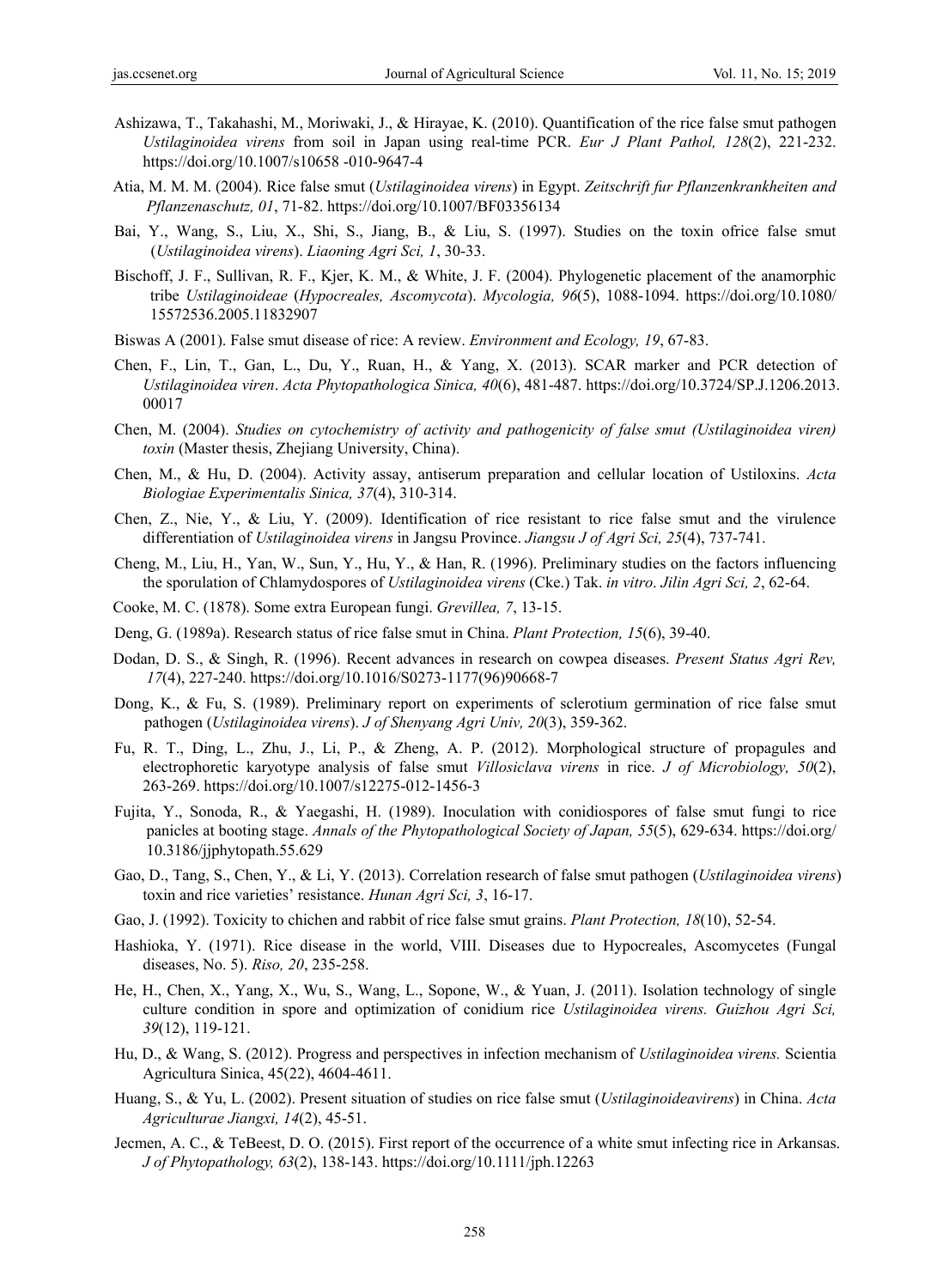Ashizawa, T., Takahashi, M., Moriwaki, J., & Hirayae, K. (2010). Quantification of the rice false smut pathogen *Ustilaginoidea virens* from soil in Japan using real-time PCR. *Eur J Plant Pathol, 128*(2), 221-232. https://doi.org/10.1007/s10658 -010-9647-4

Atia, M. M. M. (2004). Rice false smut (*Ustilaginoidea virens*) in Egypt. *Zeitschrift fur Pflanzenkrankheiten and Pflanzenaschutz, 01*, 71-82. https://doi.org/10.1007/BF03356134

Bai, Y., Wang, S., Liu, X., Shi, S., Jiang, B., & Liu, S. (1997). Studies on the toxin ofrice false smut (*Ustilaginoidea virens*). *Liaoning Agri Sci, 1*, 30-33.

Bischoff, J. F., Sullivan, R. F., Kjer, K. M., & White, J. F. (2004). Phylogenetic placement of the anamorphic tribe *Ustilaginoideae* (*Hypocreales, Ascomycota*). *Mycologia, 96*(5), 1088-1094. https://doi.org/10.1080/15572536.2005.11832907

Biswas A (2001). False smut disease of rice: A review. *Environment and Ecology, 19*, 67-83.

Chen, F., Lin, T., Gan, L., Du, Y., Ruan, H., & Yang, X. (2013). SCAR marker and PCR detection of *Ustilaginoidea viren*. *Acta Phytopathologica Sinica, 40*(6), 481-487. https://doi.org/10.3724/SP.J.1206.2013.00017

Chen, M. (2004). *Studies on cytochemistry of activity and pathogenicity of false smut (Ustilaginoidea viren) toxin* (Master thesis, Zhejiang University, China).

Chen, M., & Hu, D. (2004). Activity assay, antiserum preparation and cellular location of Ustiloxins. *Acta Biologiae Experimentalis Sinica, 37*(4), 310-314.

Chen, Z., Nie, Y., & Liu, Y. (2009). Identification of rice resistant to rice false smut and the virulence differentiation of *Ustilaginoidea virens* in Jangsu Province. *Jiangsu J of Agri Sci, 25*(4), 737-741.

Cheng, M., Liu, H., Yan, W., Sun, Y., Hu, Y., & Han, R. (1996). Preliminary studies on the factors influencing the sporulation of Chlamydospores of *Ustilaginoidea virens* (Cke.) Tak. *in vitro*. *Jilin Agri Sci, 2*, 62-64.

Cooke, M. C. (1878). Some extra European fungi. *Grevillea, 7*, 13-15.

Deng, G. (1989a). Research status of rice false smut in China. *Plant Protection, 15*(6), 39-40.

Dodan, D. S., & Singh, R. (1996). Recent advances in research on cowpea diseases. *Present Status Agri Rev, 17*(4), 227-240. https://doi.org/10.1016/S0273-1177(96)90668-7

Dong, K., & Fu, S. (1989). Preliminary report on experiments of sclerotium germination of rice false smut pathogen (*Ustilaginoidea virens*). *J of Shenyang Agri Univ, 20*(3), 359-362.

Fu, R. T., Ding, L., Zhu, J., Li, P., & Zheng, A. P. (2012). Morphological structure of propagules and electrophoretic karyotype analysis of false smut *Villosiclava virens* in rice. *J of Microbiology, 50*(2), 263-269. https://doi.org/10.1007/s12275-012-1456-3

Fujita, Y., Sonoda, R., & Yaegashi, H. (1989). Inoculation with conidiospores of false smut fungi to rice panicles at booting stage. *Annals of the Phytopathological Society of Japan, 55*(5), 629-634. https://doi.org/10.3186/jjphytopath.55.629

Gao, D., Tang, S., Chen, Y., & Li, Y. (2013). Correlation research of false smut pathogen (*Ustilaginoidea virens*) toxin and rice varieties' resistance. *Hunan Agri Sci, 3*, 16-17.

Gao, J. (1992). Toxicity to chichen and rabbit of rice false smut grains. *Plant Protection, 18*(10), 52-54.

Hashioka, Y. (1971). Rice disease in the world, VIII. Diseases due to Hypocreales, Ascomycetes (Fungal diseases, No. 5). *Riso, 20*, 235-258.

He, H., Chen, X., Yang, X., Wu, S., Wang, L., Sopone, W., & Yuan, J. (2011). Isolation technology of single culture condition in spore and optimization of conidium rice *Ustilaginoidea virens. Guizhou Agri Sci, 39*(12), 119-121.

Hu, D., & Wang, S. (2012). Progress and perspectives in infection mechanism of *Ustilaginoidea virens.* Scientia Agricultura Sinica, 45(22), 4604-4611.

Huang, S., & Yu, L. (2002). Present situation of studies on rice false smut (*Ustilaginoideavirens*) in China. *Acta Agriculturae Jiangxi, 14*(2), 45-51.

Jecmen, A. C., & TeBeest, D. O. (2015). First report of the occurrence of a white smut infecting rice in Arkansas. *J of Phytopathology, 63*(2), 138-143. https://doi.org/10.1111/jph.12263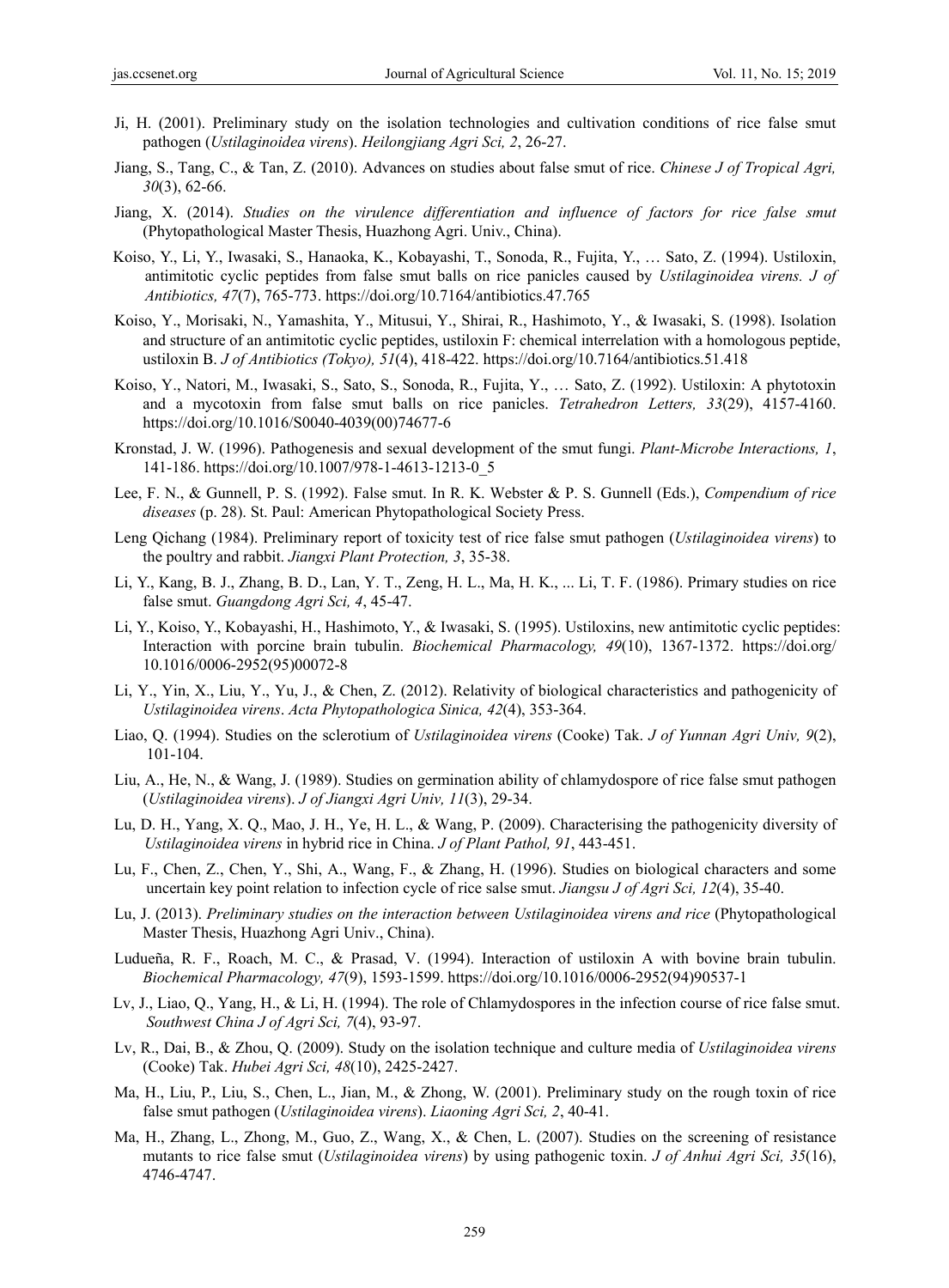Ji, H. (2001). Preliminary study on the isolation technologies and cultivation conditions of rice false smut pathogen (*Ustilaginoidea virens*). *Heilongjiang Agri Sci, 2*, 26-27.

Jiang, S., Tang, C., & Tan, Z. (2010). Advances on studies about false smut of rice. *Chinese J of Tropical Agri, 30*(3), 62-66.

Jiang, X. (2014). *Studies on the virulence differentiation and influence of factors for rice false smut* (Phytopathological Master Thesis, Huazhong Agri. Univ., China).

Koiso, Y., Li, Y., Iwasaki, S., Hanaoka, K., Kobayashi, T., Sonoda, R., Fujita, Y., … Sato, Z. (1994). Ustiloxin, antimitotic cyclic peptides from false smut balls on rice panicles caused by *Ustilaginoidea virens. J of Antibiotics, 47*(7), 765-773. https://doi.org/10.7164/antibiotics.47.765

Koiso, Y., Morisaki, N., Yamashita, Y., Mitusui, Y., Shirai, R., Hashimoto, Y., & Iwasaki, S. (1998). Isolation and structure of an antimitotic cyclic peptides, ustiloxin F: chemical interrelation with a homologous peptide, ustiloxin B. *J of Antibiotics (Tokyo), 51*(4), 418-422. https://doi.org/10.7164/antibiotics.51.418

Koiso, Y., Natori, M., Iwasaki, S., Sato, S., Sonoda, R., Fujita, Y., … Sato, Z. (1992). Ustiloxin: A phytotoxin and a mycotoxin from false smut balls on rice panicles. *Tetrahedron Letters, 33*(29), 4157-4160. https://doi.org/10.1016/S0040-4039(00)74677-6

Kronstad, J. W. (1996). Pathogenesis and sexual development of the smut fungi. *Plant-Microbe Interactions, 1*, 141-186. https://doi.org/10.1007/978-1-4613-1213-0_5

Lee, F. N., & Gunnell, P. S. (1992). False smut. In R. K. Webster & P. S. Gunnell (Eds.), *Compendium of rice diseases* (p. 28). St. Paul: American Phytopathological Society Press.

Leng Qichang (1984). Preliminary report of toxicity test of rice false smut pathogen (*Ustilaginoidea virens*) to the poultry and rabbit. *Jiangxi Plant Protection, 3*, 35-38.

Li, Y., Kang, B. J., Zhang, B. D., Lan, Y. T., Zeng, H. L., Ma, H. K., ... Li, T. F. (1986). Primary studies on rice false smut. *Guangdong Agri Sci, 4*, 45-47.

Li, Y., Koiso, Y., Kobayashi, H., Hashimoto, Y., & Iwasaki, S. (1995). Ustiloxins, new antimitotic cyclic peptides: Interaction with porcine brain tubulin. *Biochemical Pharmacology, 49*(10), 1367-1372. https://doi.org/10.1016/0006-2952(95)00072-8

Li, Y., Yin, X., Liu, Y., Yu, J., & Chen, Z. (2012). Relativity of biological characteristics and pathogenicity of *Ustilaginoidea virens*. *Acta Phytopathologica Sinica, 42*(4), 353-364.

Liao, Q. (1994). Studies on the sclerotium of *Ustilaginoidea virens* (Cooke) Tak. *J of Yunnan Agri Univ, 9*(2), 101-104.

Liu, A., He, N., & Wang, J. (1989). Studies on germination ability of chlamydospore of rice false smut pathogen (*Ustilaginoidea virens*). *J of Jiangxi Agri Univ, 11*(3), 29-34.

Lu, D. H., Yang, X. Q., Mao, J. H., Ye, H. L., & Wang, P. (2009). Characterising the pathogenicity diversity of *Ustilaginoidea virens* in hybrid rice in China. *J of Plant Pathol, 91*, 443-451.

Lu, F., Chen, Z., Chen, Y., Shi, A., Wang, F., & Zhang, H. (1996). Studies on biological characters and some uncertain key point relation to infection cycle of rice salse smut. *Jiangsu J of Agri Sci, 12*(4), 35-40.

Lu, J. (2013). *Preliminary studies on the interaction between Ustilaginoidea virens and rice* (Phytopathological Master Thesis, Huazhong Agri Univ., China).

Ludueña, R. F., Roach, M. C., & Prasad, V. (1994). Interaction of ustiloxin A with bovine brain tubulin. *Biochemical Pharmacology, 47*(9), 1593-1599. https://doi.org/10.1016/0006-2952(94)90537-1

Lv, J., Liao, Q., Yang, H., & Li, H. (1994). The role of Chlamydospores in the infection course of rice false smut. *Southwest China J of Agri Sci, 7*(4), 93-97.

Lv, R., Dai, B., & Zhou, Q. (2009). Study on the isolation technique and culture media of *Ustilaginoidea virens* (Cooke) Tak. *Hubei Agri Sci, 48*(10), 2425-2427.

Ma, H., Liu, P., Liu, S., Chen, L., Jian, M., & Zhong, W. (2001). Preliminary study on the rough toxin of rice false smut pathogen (*Ustilaginoidea virens*). *Liaoning Agri Sci, 2*, 40-41.

Ma, H., Zhang, L., Zhong, M., Guo, Z., Wang, X., & Chen, L. (2007). Studies on the screening of resistance mutants to rice false smut (*Ustilaginoidea virens*) by using pathogenic toxin. *J of Anhui Agri Sci, 35*(16), 4746-4747.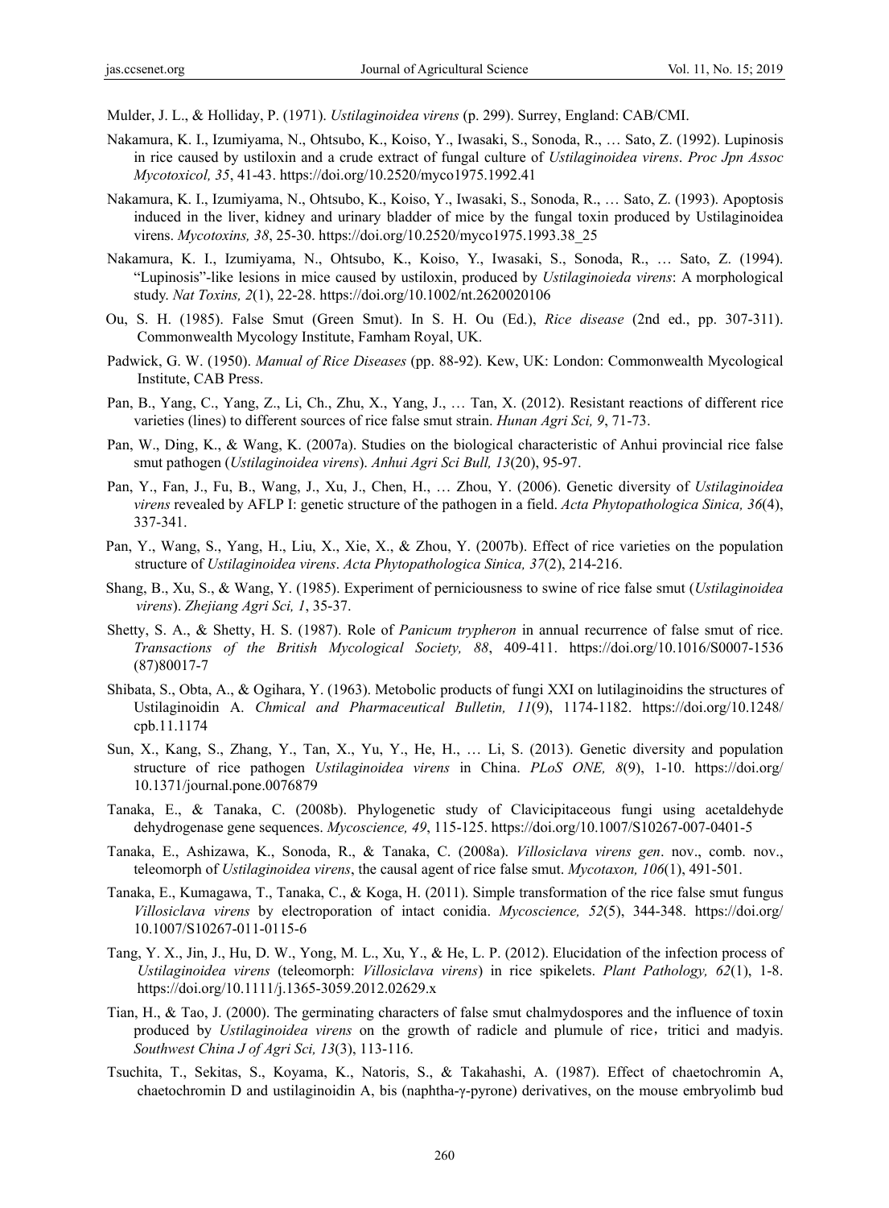Mulder, J. L., & Holliday, P. (1971). *Ustilaginoidea virens* (p. 299). Surrey, England: CAB/CMI.

Nakamura, K. I., Izumiyama, N., Ohtsubo, K., Koiso, Y., Iwasaki, S., Sonoda, R., … Sato, Z. (1992). Lupinosis in rice caused by ustiloxin and a crude extract of fungal culture of *Ustilaginoidea virens*. *Proc Jpn Assoc Mycotoxicol, 35*, 41-43. https://doi.org/10.2520/myco1975.1992.41

Nakamura, K. I., Izumiyama, N., Ohtsubo, K., Koiso, Y., Iwasaki, S., Sonoda, R., … Sato, Z. (1993). Apoptosis induced in the liver, kidney and urinary bladder of mice by the fungal toxin produced by Ustilaginoidea virens. *Mycotoxins, 38*, 25-30. https://doi.org/10.2520/myco1975.1993.38_25

Nakamura, K. I., Izumiyama, N., Ohtsubo, K., Koiso, Y., Iwasaki, S., Sonoda, R., … Sato, Z. (1994). "Lupinosis"-like lesions in mice caused by ustiloxin, produced by *Ustilaginoieda virens*: A morphological study. *Nat Toxins, 2*(1), 22-28. https://doi.org/10.1002/nt.2620020106

Ou, S. H. (1985). False Smut (Green Smut). In S. H. Ou (Ed.), *Rice disease* (2nd ed., pp. 307-311). Commonwealth Mycology Institute, Famham Royal, UK.

Padwick, G. W. (1950). *Manual of Rice Diseases* (pp. 88-92). Kew, UK: London: Commonwealth Mycological Institute, CAB Press.

Pan, B., Yang, C., Yang, Z., Li, Ch., Zhu, X., Yang, J., … Tan, X. (2012). Resistant reactions of different rice varieties (lines) to different sources of rice false smut strain. *Hunan Agri Sci, 9*, 71-73.

Pan, W., Ding, K., & Wang, K. (2007a). Studies on the biological characteristic of Anhui provincial rice false smut pathogen (*Ustilaginoidea virens*). *Anhui Agri Sci Bull, 13*(20), 95-97.

Pan, Y., Fan, J., Fu, B., Wang, J., Xu, J., Chen, H., … Zhou, Y. (2006). Genetic diversity of *Ustilaginoidea virens* revealed by AFLP I: genetic structure of the pathogen in a field. *Acta Phytopathologica Sinica, 36*(4), 337-341.

Pan, Y., Wang, S., Yang, H., Liu, X., Xie, X., & Zhou, Y. (2007b). Effect of rice varieties on the population structure of *Ustilaginoidea virens*. *Acta Phytopathologica Sinica, 37*(2), 214-216.

Shang, B., Xu, S., & Wang, Y. (1985). Experiment of perniciousness to swine of rice false smut (*Ustilaginoidea virens*). *Zhejiang Agri Sci, 1*, 35-37.

Shetty, S. A., & Shetty, H. S. (1987). Role of *Panicum trypheron* in annual recurrence of false smut of rice. *Transactions of the British Mycological Society, 88*, 409-411. https://doi.org/10.1016/S0007-1536(87)80017-7

Shibata, S., Obta, A., & Ogihara, Y. (1963). Metobolic products of fungi XXI on lutilaginoidins the structures of Ustilaginoidin A. *Chmical and Pharmaceutical Bulletin, 11*(9), 1174-1182. https://doi.org/10.1248/cpb.11.1174

Sun, X., Kang, S., Zhang, Y., Tan, X., Yu, Y., He, H., … Li, S. (2013). Genetic diversity and population structure of rice pathogen *Ustilaginoidea virens* in China. *PLoS ONE, 8*(9), 1-10. https://doi.org/10.1371/journal.pone.0076879

Tanaka, E., & Tanaka, C. (2008b). Phylogenetic study of Clavicipitaceous fungi using acetaldehyde dehydrogenase gene sequences. *Mycoscience, 49*, 115-125. https://doi.org/10.1007/S10267-007-0401-5

Tanaka, E., Ashizawa, K., Sonoda, R., & Tanaka, C. (2008a). *Villosiclava virens gen*. nov., comb. nov., teleomorph of *Ustilaginoidea virens*, the causal agent of rice false smut. *Mycotaxon, 106*(1), 491-501.

Tanaka, E., Kumagawa, T., Tanaka, C., & Koga, H. (2011). Simple transformation of the rice false smut fungus *Villosiclava virens* by electroporation of intact conidia. *Mycoscience, 52*(5), 344-348. https://doi.org/10.1007/S10267-011-0115-6

Tang, Y. X., Jin, J., Hu, D. W., Yong, M. L., Xu, Y., & He, L. P. (2012). Elucidation of the infection process of *Ustilaginoidea virens* (teleomorph: *Villosiclava virens*) in rice spikelets. *Plant Pathology, 62*(1), 1-8. https://doi.org/10.1111/j.1365-3059.2012.02629.x

Tian, H., & Tao, J. (2000). The germinating characters of false smut chalmydospores and the influence of toxin produced by *Ustilaginoidea virens* on the growth of radicle and plumule of rice，tritici and madyis. *Southwest China J of Agri Sci, 13*(3), 113-116.

Tsuchita, T., Sekitas, S., Koyama, K., Natoris, S., & Takahashi, A. (1987). Effect of chaetochromin A, chaetochromin D and ustilaginoidin A, bis (naphtha-γ-pyrone) derivatives, on the mouse embryolimb bud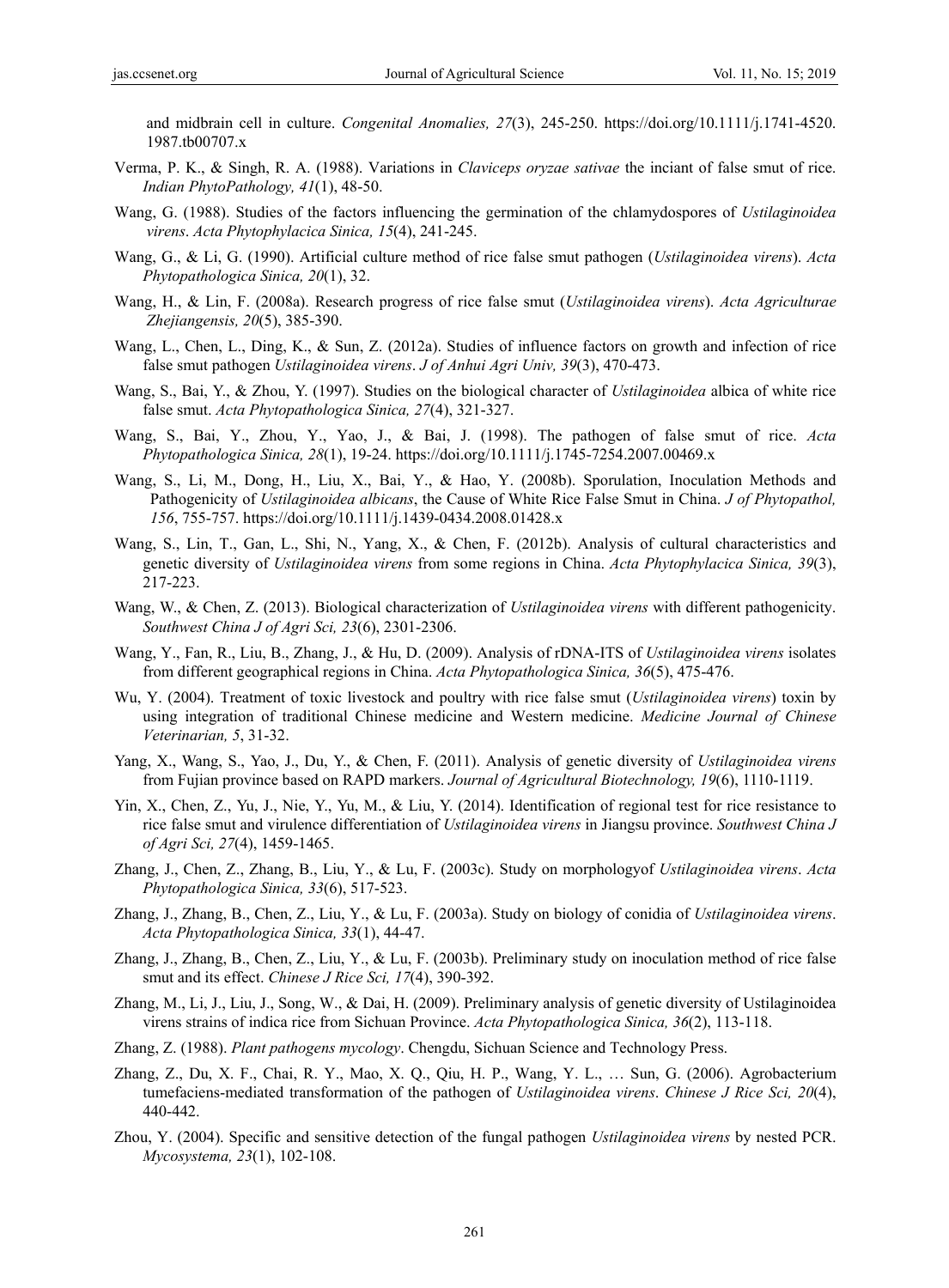and midbrain cell in culture. *Congenital Anomalies, 27*(3), 245-250. https://doi.org/10.1111/j.1741-4520.1987.tb00707.x

Verma, P. K., & Singh, R. A. (1988). Variations in *Claviceps oryzae sativae* the inciant of false smut of rice. *Indian PhytoPathology, 41*(1), 48-50.

Wang, G. (1988). Studies of the factors influencing the germination of the chlamydospores of *Ustilaginoidea virens*. *Acta Phytophylacica Sinica, 15*(4), 241-245.

Wang, G., & Li, G. (1990). Artificial culture method of rice false smut pathogen (*Ustilaginoidea virens*). *Acta Phytopathologica Sinica, 20*(1), 32.

Wang, H., & Lin, F. (2008a). Research progress of rice false smut (*Ustilaginoidea virens*). *Acta Agriculturae Zhejiangensis, 20*(5), 385-390.

Wang, L., Chen, L., Ding, K., & Sun, Z. (2012a). Studies of influence factors on growth and infection of rice false smut pathogen *Ustilaginoidea virens*. *J of Anhui Agri Univ, 39*(3), 470-473.

Wang, S., Bai, Y., & Zhou, Y. (1997). Studies on the biological character of *Ustilaginoidea* albica of white rice false smut. *Acta Phytopathologica Sinica, 27*(4), 321-327.

Wang, S., Bai, Y., Zhou, Y., Yao, J., & Bai, J. (1998). The pathogen of false smut of rice. *Acta Phytopathologica Sinica, 28*(1), 19-24. https://doi.org/10.1111/j.1745-7254.2007.00469.x

Wang, S., Li, M., Dong, H., Liu, X., Bai, Y., & Hao, Y. (2008b). Sporulation, Inoculation Methods and Pathogenicity of *Ustilaginoidea albicans*, the Cause of White Rice False Smut in China. *J of Phytopathol, 156*, 755-757. https://doi.org/10.1111/j.1439-0434.2008.01428.x

Wang, S., Lin, T., Gan, L., Shi, N., Yang, X., & Chen, F. (2012b). Analysis of cultural characteristics and genetic diversity of *Ustilaginoidea virens* from some regions in China. *Acta Phytophylacica Sinica, 39*(3), 217-223.

Wang, W., & Chen, Z. (2013). Biological characterization of *Ustilaginoidea virens* with different pathogenicity. *Southwest China J of Agri Sci, 23*(6), 2301-2306.

Wang, Y., Fan, R., Liu, B., Zhang, J., & Hu, D. (2009). Analysis of rDNA-ITS of *Ustilaginoidea virens* isolates from different geographical regions in China. *Acta Phytopathologica Sinica, 36*(5), 475-476.

Wu, Y. (2004). Treatment of toxic livestock and poultry with rice false smut (*Ustilaginoidea virens*) toxin by using integration of traditional Chinese medicine and Western medicine. *Medicine Journal of Chinese Veterinarian, 5*, 31-32.

Yang, X., Wang, S., Yao, J., Du, Y., & Chen, F. (2011). Analysis of genetic diversity of *Ustilaginoidea virens* from Fujian province based on RAPD markers. *Journal of Agricultural Biotechnology, 19*(6), 1110-1119.

Yin, X., Chen, Z., Yu, J., Nie, Y., Yu, M., & Liu, Y. (2014). Identification of regional test for rice resistance to rice false smut and virulence differentiation of *Ustilaginoidea virens* in Jiangsu province. *Southwest China J of Agri Sci, 27*(4), 1459-1465.

Zhang, J., Chen, Z., Zhang, B., Liu, Y., & Lu, F. (2003c). Study on morphologyof *Ustilaginoidea virens*. *Acta Phytopathologica Sinica, 33*(6), 517-523.

Zhang, J., Zhang, B., Chen, Z., Liu, Y., & Lu, F. (2003a). Study on biology of conidia of *Ustilaginoidea virens*. *Acta Phytopathologica Sinica, 33*(1), 44-47.

Zhang, J., Zhang, B., Chen, Z., Liu, Y., & Lu, F. (2003b). Preliminary study on inoculation method of rice false smut and its effect. *Chinese J Rice Sci, 17*(4), 390-392.

Zhang, M., Li, J., Liu, J., Song, W., & Dai, H. (2009). Preliminary analysis of genetic diversity of Ustilaginoidea virens strains of indica rice from Sichuan Province. *Acta Phytopathologica Sinica, 36*(2), 113-118.

Zhang, Z. (1988). *Plant pathogens mycology*. Chengdu, Sichuan Science and Technology Press.

Zhang, Z., Du, X. F., Chai, R. Y., Mao, X. Q., Qiu, H. P., Wang, Y. L., … Sun, G. (2006). Agrobacterium tumefaciens-mediated transformation of the pathogen of *Ustilaginoidea virens*. *Chinese J Rice Sci, 20*(4), 440-442.

Zhou, Y. (2004). Specific and sensitive detection of the fungal pathogen *Ustilaginoidea virens* by nested PCR. *Mycosystema, 23*(1), 102-108.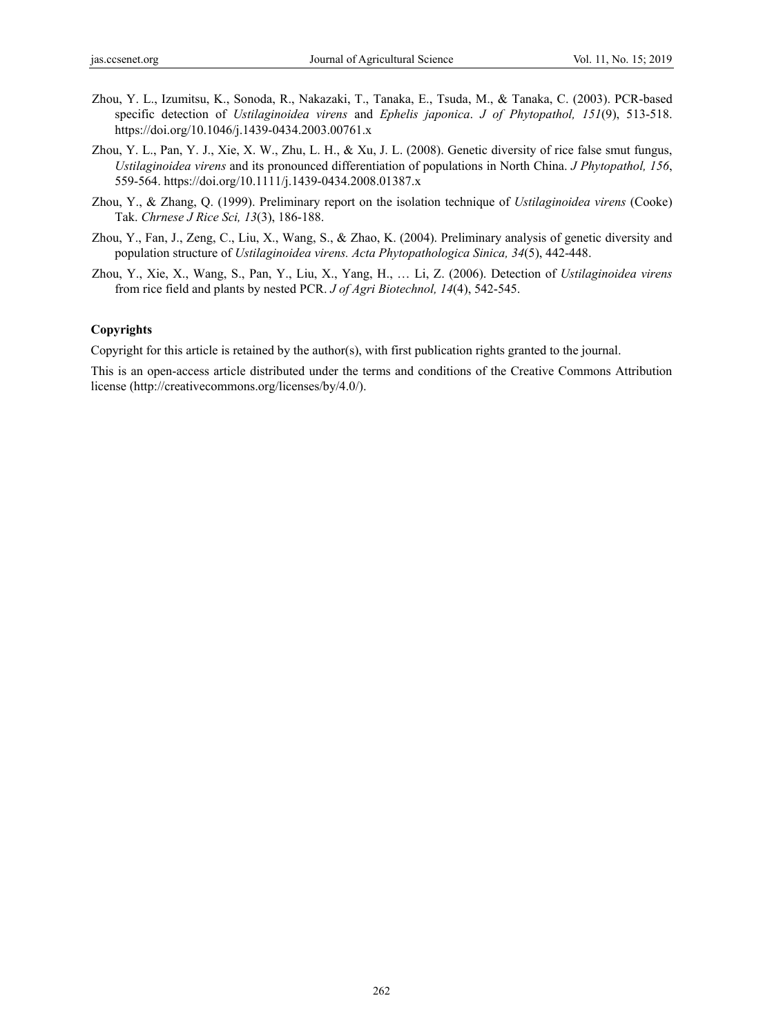Zhou, Y. L., Izumitsu, K., Sonoda, R., Nakazaki, T., Tanaka, E., Tsuda, M., & Tanaka, C. (2003). PCR-based specific detection of *Ustilaginoidea virens* and *Ephelis japonica*. *J of Phytopathol, 151*(9), 513-518. https://doi.org/10.1046/j.1439-0434.2003.00761.x

Zhou, Y. L., Pan, Y. J., Xie, X. W., Zhu, L. H., & Xu, J. L. (2008). Genetic diversity of rice false smut fungus, *Ustilaginoidea virens* and its pronounced differentiation of populations in North China. *J Phytopathol, 156*, 559-564. https://doi.org/10.1111/j.1439-0434.2008.01387.x

Zhou, Y., & Zhang, Q. (1999). Preliminary report on the isolation technique of *Ustilaginoidea virens* (Cooke) Tak. *Chrnese J Rice Sci, 13*(3), 186-188.

Zhou, Y., Fan, J., Zeng, C., Liu, X., Wang, S., & Zhao, K. (2004). Preliminary analysis of genetic diversity and population structure of *Ustilaginoidea virens. Acta Phytopathologica Sinica, 34*(5), 442-448.

Zhou, Y., Xie, X., Wang, S., Pan, Y., Liu, X., Yang, H., … Li, Z. (2006). Detection of *Ustilaginoidea virens* from rice field and plants by nested PCR. *J of Agri Biotechnol, 14*(4), 542-545.

### Copyrights

Copyright for this article is retained by the author(s), with first publication rights granted to the journal.

This is an open-access article distributed under the terms and conditions of the Creative Commons Attribution license (http://creativecommons.org/licenses/by/4.0/).